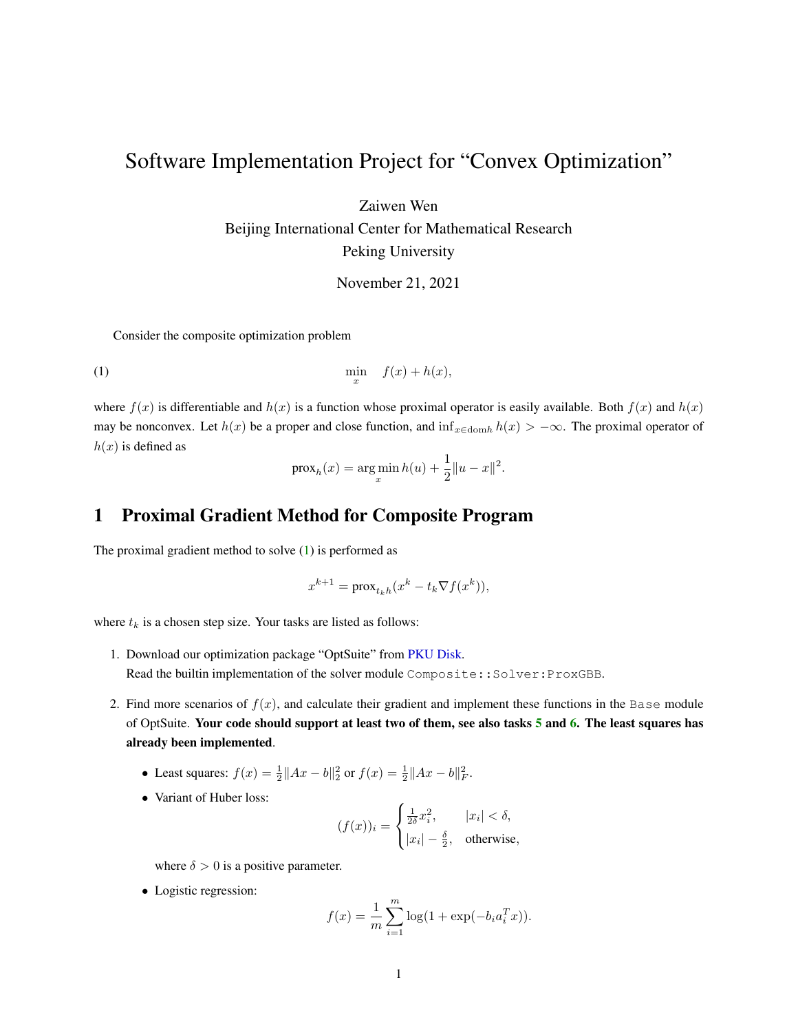# Software Implementation Project for "Convex Optimization"

Zaiwen Wen
Beijing International Center for Mathematical Research
Peking University

November 21, 2021

Consider the composite optimization problem

$$\min_{x} \quad f(x) + h(x), \tag{1}$$

where $f(x)$ is differentiable and $h(x)$ is a function whose proximal operator is easily available. Both $f(x)$ and $h(x)$ may be nonconvex. Let $h(x)$ be a proper and close function, and $\inf_{x \in \mathrm{dom} h} h(x) > -\infty$. The proximal operator of $h(x)$ is defined as

$$\mathrm{prox}_h(x) = \arg\min_{x} h(u) + \frac{1}{2}\|u - x\|^2.$$

## 1 Proximal Gradient Method for Composite Program

The proximal gradient method to solve (1) is performed as

$$x^{k+1} = \mathrm{prox}_{t_k h}(x^k - t_k \nabla f(x^k)),$$

where $t_k$ is a chosen step size. Your tasks are listed as follows:

1. Download our optimization package "OptSuite" from PKU Disk.
   Read the builtin implementation of the solver module `Composite::Solver:ProxGBB`.

2. Find more scenarios of $f(x)$, and calculate their gradient and implement these functions in the `Base` module of OptSuite. **Your code should support at least two of them, see also tasks 5 and 6. The least squares has already been implemented**.

   - Least squares: $f(x) = \frac{1}{2}\|Ax - b\|_2^2$ or $f(x) = \frac{1}{2}\|Ax - b\|_F^2$.
   - Variant of Huber loss:
     $$(f(x))_i = \begin{cases} \frac{1}{2\delta}x_i^2, & |x_i| < \delta, \\ |x_i| - \frac{\delta}{2}, & \text{otherwise}, \end{cases}$$
     where $\delta > 0$ is a positive parameter.
   - Logistic regression:
     $$f(x) = \frac{1}{m}\sum_{i=1}^{m} \log(1 + \exp(-b_i a_i^T x)).$$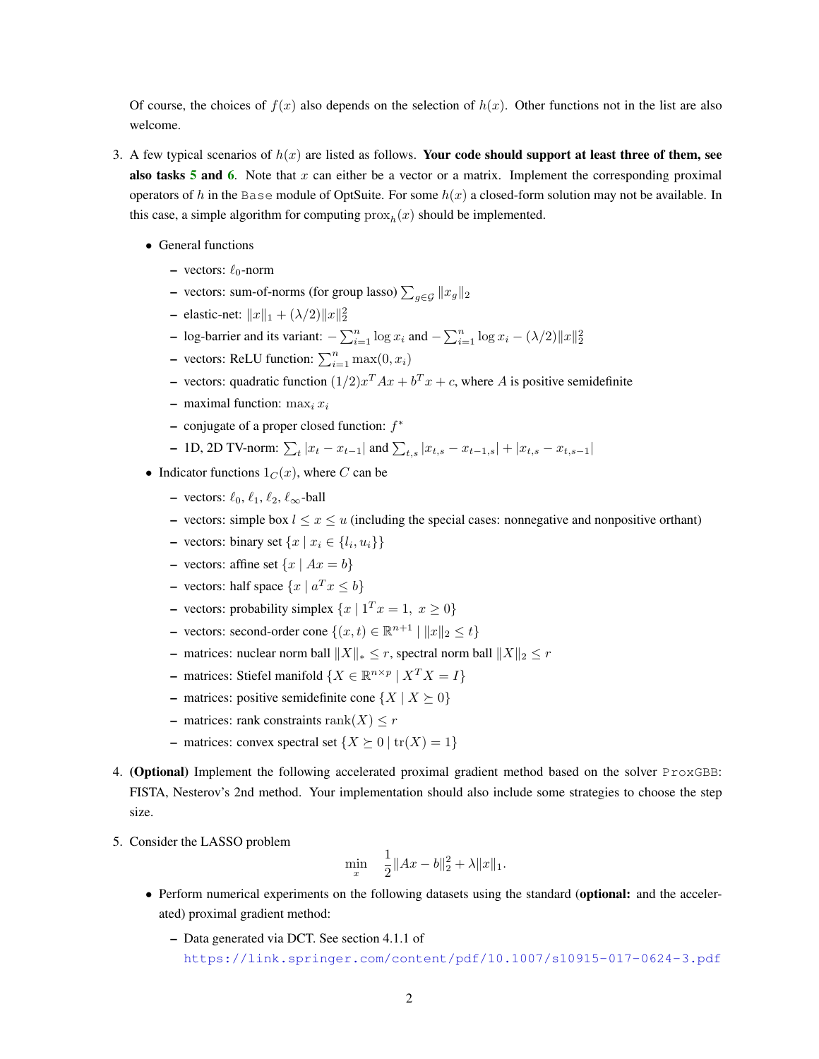Of course, the choices of $f(x)$ also depends on the selection of $h(x)$. Other functions not in the list are also welcome.

3. A few typical scenarios of $h(x)$ are listed as follows. **Your code should support at least three of them, see also tasks 5 and 6**. Note that $x$ can either be a vector or a matrix. Implement the corresponding proximal operators of $h$ in the `Base` module of OptSuite. For some $h(x)$ a closed-form solution may not be available. In this case, a simple algorithm for computing $\text{prox}_h(x)$ should be implemented.

   - General functions
     - vectors: $\ell_0$-norm
     - vectors: sum-of-norms (for group lasso) $\sum_{g \in \mathcal{G}} \|x_g\|_2$
     - elastic-net: $\|x\|_1 + (\lambda/2)\|x\|_2^2$
     - log-barrier and its variant: $-\sum_{i=1}^n \log x_i$ and $-\sum_{i=1}^n \log x_i - (\lambda/2)\|x\|_2^2$
     - vectors: ReLU function: $\sum_{i=1}^n \max(0, x_i)$
     - vectors: quadratic function $(1/2)x^T Ax + b^T x + c$, where $A$ is positive semidefinite
     - maximal function: $\max_i x_i$
     - conjugate of a proper closed function: $f^*$
     - 1D, 2D TV-norm: $\sum_t |x_t - x_{t-1}|$ and $\sum_{t,s} |x_{t,s} - x_{t-1,s}| + |x_{t,s} - x_{t,s-1}|$
   - Indicator functions $1_C(x)$, where $C$ can be
     - vectors: $\ell_0$, $\ell_1$, $\ell_2$, $\ell_\infty$-ball
     - vectors: simple box $l \leq x \leq u$ (including the special cases: nonnegative and nonpositive orthant)
     - vectors: binary set $\{x \mid x_i \in \{l_i, u_i\}\}$
     - vectors: affine set $\{x \mid Ax = b\}$
     - vectors: half space $\{x \mid a^T x \leq b\}$
     - vectors: probability simplex $\{x \mid 1^T x = 1,\ x \geq 0\}$
     - vectors: second-order cone $\{(x, t) \in \mathbb{R}^{n+1} \mid \|x\|_2 \leq t\}$
     - matrices: nuclear norm ball $\|X\|_* \leq r$, spectral norm ball $\|X\|_2 \leq r$
     - matrices: Stiefel manifold $\{X \in \mathbb{R}^{n \times p} \mid X^T X = I\}$
     - matrices: positive semidefinite cone $\{X \mid X \succeq 0\}$
     - matrices: rank constraints $\text{rank}(X) \leq r$
     - matrices: convex spectral set $\{X \succeq 0 \mid \text{tr}(X) = 1\}$

4. **(Optional)** Implement the following accelerated proximal gradient method based on the solver `ProxGBB`: FISTA, Nesterov's 2nd method. Your implementation should also include some strategies to choose the step size.

5. Consider the LASSO problem

$$\min_x \quad \frac{1}{2}\|Ax - b\|_2^2 + \lambda\|x\|_1.$$

   - Perform numerical experiments on the following datasets using the standard (**optional:** and the accelerated) proximal gradient method:
     - Data generated via DCT. See section 4.1.1 of https://link.springer.com/content/pdf/10.1007/s10915-017-0624-3.pdf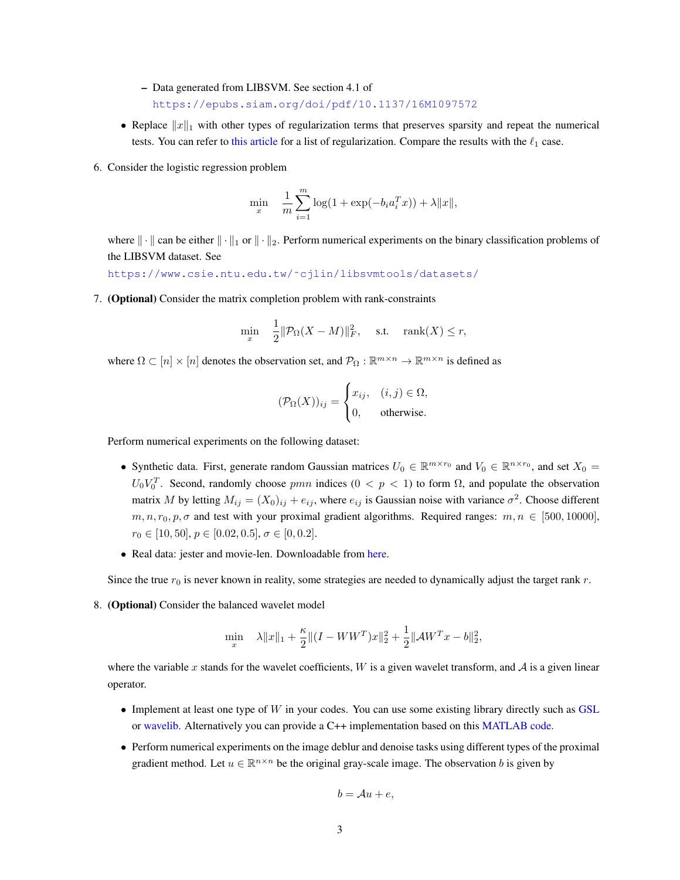- Data generated from LIBSVM. See section 4.1 of https://epubs.siam.org/doi/pdf/10.1137/16M1097572

- Replace $\|x\|_1$ with other types of regularization terms that preserves sparsity and repeat the numerical tests. You can refer to this article for a list of regularization. Compare the results with the $\ell_1$ case.

6. Consider the logistic regression problem

$$\min_x \quad \frac{1}{m}\sum_{i=1}^{m} \log(1+\exp(-b_i a_i^T x)) + \lambda\|x\|,$$

where $\|\cdot\|$ can be either $\|\cdot\|_1$ or $\|\cdot\|_2$. Perform numerical experiments on the binary classification problems of the LIBSVM dataset. See

https://www.csie.ntu.edu.tw/~cjlin/libsvmtools/datasets/

7. **(Optional)** Consider the matrix completion problem with rank-constraints

$$\min_x \quad \frac{1}{2}\|\mathcal{P}_\Omega(X-M)\|_F^2, \quad \text{s.t.} \quad \operatorname{rank}(X) \le r,$$

where $\Omega \subset [n]\times[n]$ denotes the observation set, and $\mathcal{P}_\Omega : \mathbb{R}^{m\times n} \to \mathbb{R}^{m\times n}$ is defined as

$$(\mathcal{P}_\Omega(X))_{ij} = \begin{cases} x_{ij}, & (i,j)\in\Omega, \\ 0, & \text{otherwise}. \end{cases}$$

Perform numerical experiments on the following dataset:

- Synthetic data. First, generate random Gaussian matrices $U_0 \in \mathbb{R}^{m\times r_0}$ and $V_0 \in \mathbb{R}^{n\times r_0}$, and set $X_0 = U_0 V_0^T$. Second, randomly choose $pmn$ indices $(0 < p < 1)$ to form $\Omega$, and populate the observation matrix $M$ by letting $M_{ij} = (X_0)_{ij} + e_{ij}$, where $e_{ij}$ is Gaussian noise with variance $\sigma^2$. Choose different $m, n, r_0, p, \sigma$ and test with your proximal gradient algorithms. Required ranges: $m, n \in [500, 10000]$, $r_0 \in [10, 50]$, $p \in [0.02, 0.5]$, $\sigma \in [0, 0.2]$.
- Real data: jester and movie-len. Downloadable from here.

Since the true $r_0$ is never known in reality, some strategies are needed to dynamically adjust the target rank $r$.

8. **(Optional)** Consider the balanced wavelet model

$$\min_x \quad \lambda\|x\|_1 + \frac{\kappa}{2}\|(I - WW^T)x\|_2^2 + \frac{1}{2}\|\mathcal{A}W^T x - b\|_2^2,$$

where the variable $x$ stands for the wavelet coefficients, $W$ is a given wavelet transform, and $\mathcal{A}$ is a given linear operator.

- Implement at least one type of $W$ in your codes. You can use some existing library directly such as GSL or wavelib. Alternatively you can provide a C++ implementation based on this MATLAB code.
- Perform numerical experiments on the image deblur and denoise tasks using different types of the proximal gradient method. Let $u \in \mathbb{R}^{n\times n}$ be the original gray-scale image. The observation $b$ is given by

$$b = \mathcal{A}u + e,$$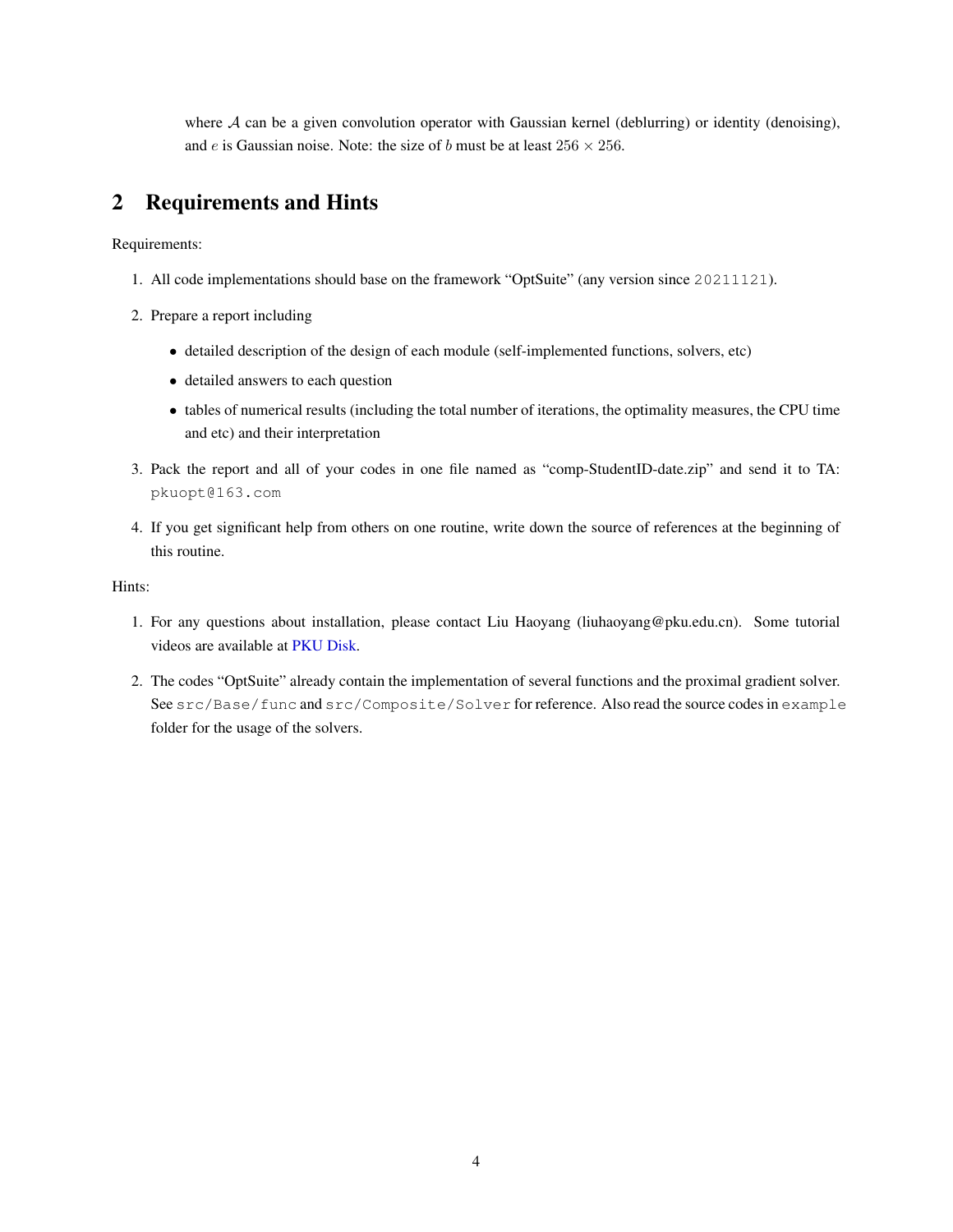where $\mathcal{A}$ can be a given convolution operator with Gaussian kernel (deblurring) or identity (denoising), and $e$ is Gaussian noise. Note: the size of $b$ must be at least $256 \times 256$.

## 2 Requirements and Hints

Requirements:

1. All code implementations should base on the framework "OptSuite" (any version since `20211121`).
2. Prepare a report including
   - detailed description of the design of each module (self-implemented functions, solvers, etc)
   - detailed answers to each question
   - tables of numerical results (including the total number of iterations, the optimality measures, the CPU time and etc) and their interpretation
3. Pack the report and all of your codes in one file named as "comp-StudentID-date.zip" and send it to TA: `pkuopt@163.com`
4. If you get significant help from others on one routine, write down the source of references at the beginning of this routine.

Hints:

1. For any questions about installation, please contact Liu Haoyang (liuhaoyang@pku.edu.cn). Some tutorial videos are available at PKU Disk.
2. The codes "OptSuite" already contain the implementation of several functions and the proximal gradient solver. See `src/Base/func` and `src/Composite/Solver` for reference. Also read the source codes in `example` folder for the usage of the solvers.